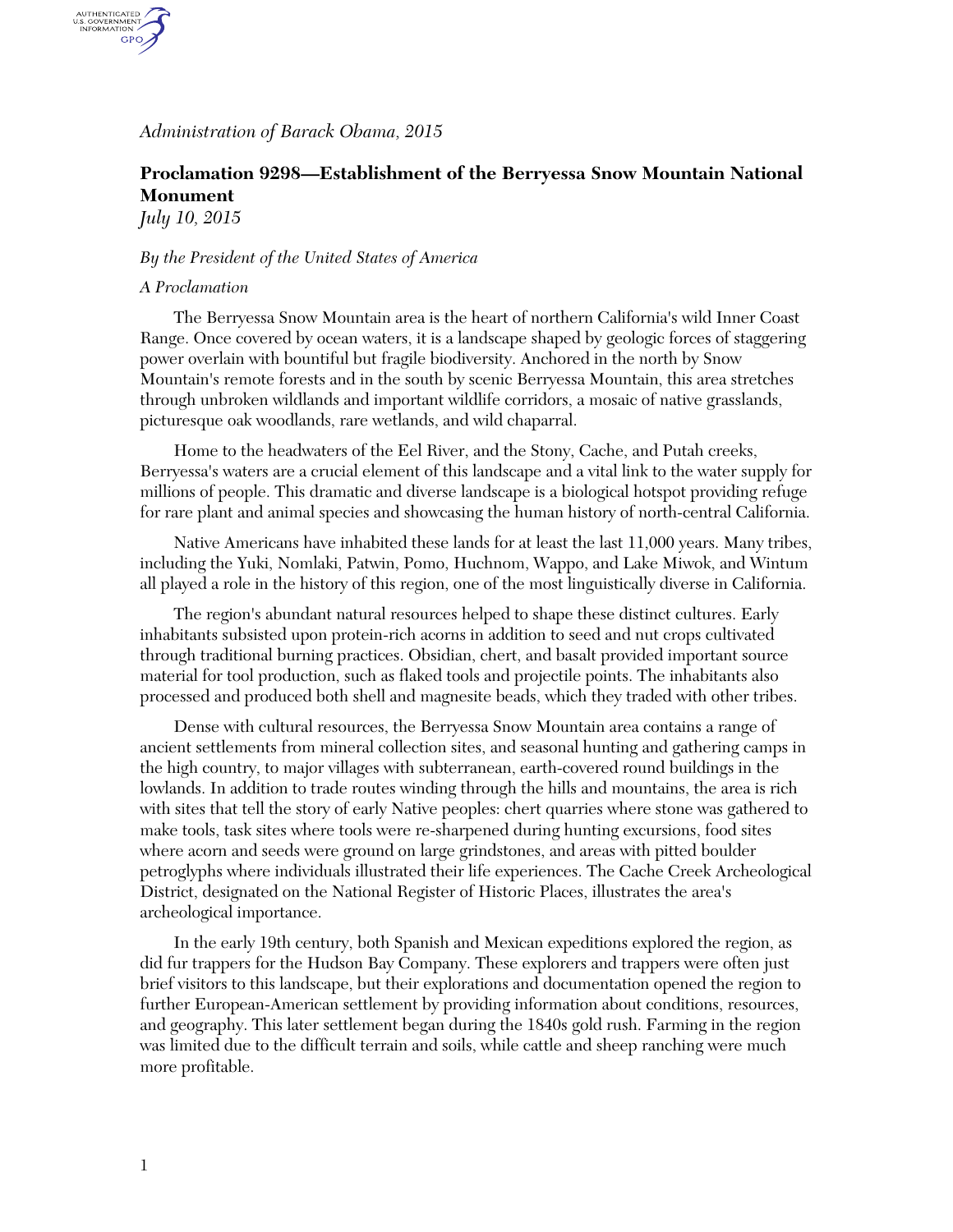*Administration of Barack Obama, 2015*

## Proclamation 9298—Establishment of the Berryessa Snow Mountain National Monument

*July 10, 2015*

*By the President of the United States of America*

*A Proclamation*

The Berryessa Snow Mountain area is the heart of northern California's wild Inner Coast Range. Once covered by ocean waters, it is a landscape shaped by geologic forces of staggering power overlain with bountiful but fragile biodiversity. Anchored in the north by Snow Mountain's remote forests and in the south by scenic Berryessa Mountain, this area stretches through unbroken wildlands and important wildlife corridors, a mosaic of native grasslands, picturesque oak woodlands, rare wetlands, and wild chaparral.

Home to the headwaters of the Eel River, and the Stony, Cache, and Putah creeks, Berryessa's waters are a crucial element of this landscape and a vital link to the water supply for millions of people. This dramatic and diverse landscape is a biological hotspot providing refuge for rare plant and animal species and showcasing the human history of north-central California.

Native Americans have inhabited these lands for at least the last 11,000 years. Many tribes, including the Yuki, Nomlaki, Patwin, Pomo, Huchnom, Wappo, and Lake Miwok, and Wintum all played a role in the history of this region, one of the most linguistically diverse in California.

The region's abundant natural resources helped to shape these distinct cultures. Early inhabitants subsisted upon protein-rich acorns in addition to seed and nut crops cultivated through traditional burning practices. Obsidian, chert, and basalt provided important source material for tool production, such as flaked tools and projectile points. The inhabitants also processed and produced both shell and magnesite beads, which they traded with other tribes.

Dense with cultural resources, the Berryessa Snow Mountain area contains a range of ancient settlements from mineral collection sites, and seasonal hunting and gathering camps in the high country, to major villages with subterranean, earth-covered round buildings in the lowlands. In addition to trade routes winding through the hills and mountains, the area is rich with sites that tell the story of early Native peoples: chert quarries where stone was gathered to make tools, task sites where tools were re-sharpened during hunting excursions, food sites where acorn and seeds were ground on large grindstones, and areas with pitted boulder petroglyphs where individuals illustrated their life experiences. The Cache Creek Archeological District, designated on the National Register of Historic Places, illustrates the area's archeological importance.

In the early 19th century, both Spanish and Mexican expeditions explored the region, as did fur trappers for the Hudson Bay Company. These explorers and trappers were often just brief visitors to this landscape, but their explorations and documentation opened the region to further European-American settlement by providing information about conditions, resources, and geography. This later settlement began during the 1840s gold rush. Farming in the region was limited due to the difficult terrain and soils, while cattle and sheep ranching were much more profitable.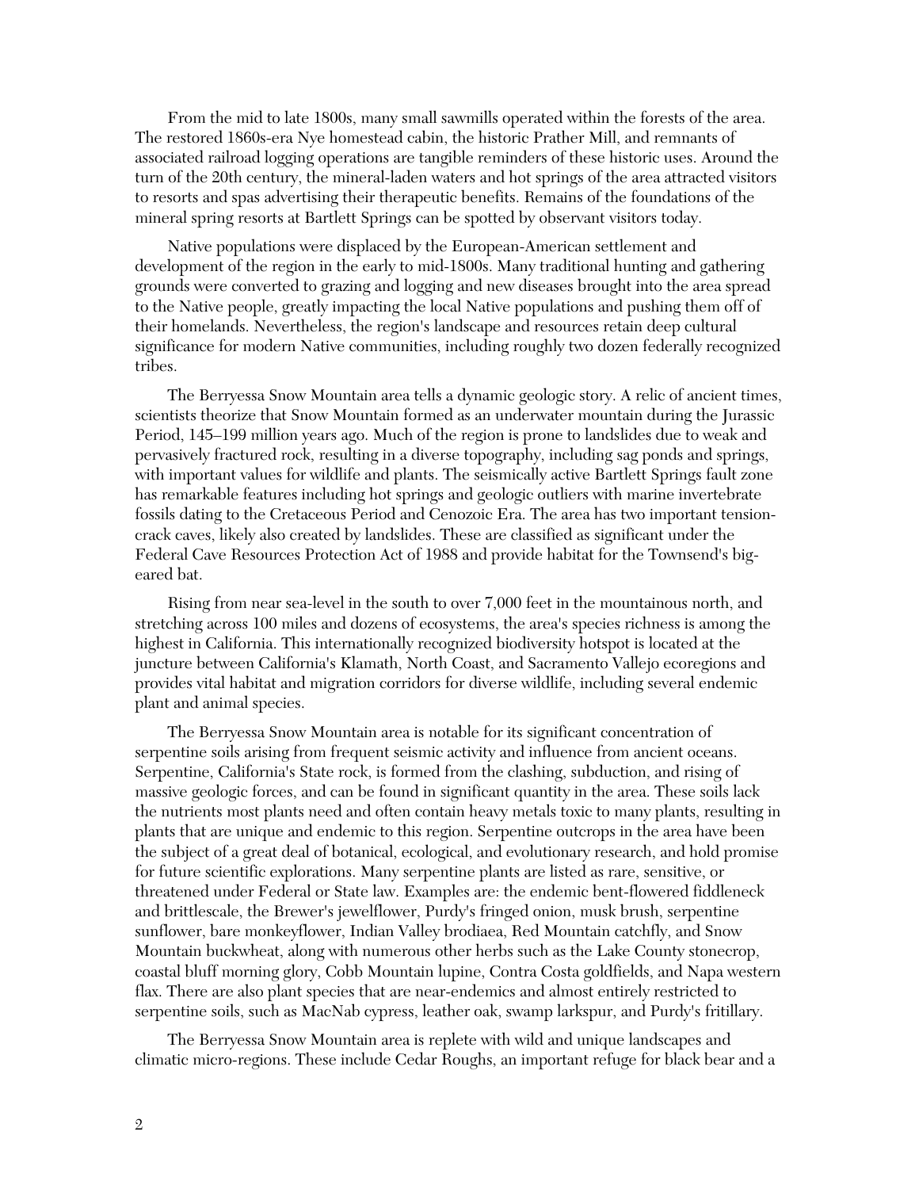From the mid to late 1800s, many small sawmills operated within the forests of the area. The restored 1860s-era Nye homestead cabin, the historic Prather Mill, and remnants of associated railroad logging operations are tangible reminders of these historic uses. Around the turn of the 20th century, the mineral-laden waters and hot springs of the area attracted visitors to resorts and spas advertising their therapeutic benefits. Remains of the foundations of the mineral spring resorts at Bartlett Springs can be spotted by observant visitors today.

Native populations were displaced by the European-American settlement and development of the region in the early to mid-1800s. Many traditional hunting and gathering grounds were converted to grazing and logging and new diseases brought into the area spread to the Native people, greatly impacting the local Native populations and pushing them off of their homelands. Nevertheless, the region's landscape and resources retain deep cultural significance for modern Native communities, including roughly two dozen federally recognized tribes.

The Berryessa Snow Mountain area tells a dynamic geologic story. A relic of ancient times, scientists theorize that Snow Mountain formed as an underwater mountain during the Jurassic Period, 145–199 million years ago. Much of the region is prone to landslides due to weak and pervasively fractured rock, resulting in a diverse topography, including sag ponds and springs, with important values for wildlife and plants. The seismically active Bartlett Springs fault zone has remarkable features including hot springs and geologic outliers with marine invertebrate fossils dating to the Cretaceous Period and Cenozoic Era. The area has two important tension-crack caves, likely also created by landslides. These are classified as significant under the Federal Cave Resources Protection Act of 1988 and provide habitat for the Townsend's big-eared bat.

Rising from near sea-level in the south to over 7,000 feet in the mountainous north, and stretching across 100 miles and dozens of ecosystems, the area's species richness is among the highest in California. This internationally recognized biodiversity hotspot is located at the juncture between California's Klamath, North Coast, and Sacramento Vallejo ecoregions and provides vital habitat and migration corridors for diverse wildlife, including several endemic plant and animal species.

The Berryessa Snow Mountain area is notable for its significant concentration of serpentine soils arising from frequent seismic activity and influence from ancient oceans. Serpentine, California's State rock, is formed from the clashing, subduction, and rising of massive geologic forces, and can be found in significant quantity in the area. These soils lack the nutrients most plants need and often contain heavy metals toxic to many plants, resulting in plants that are unique and endemic to this region. Serpentine outcrops in the area have been the subject of a great deal of botanical, ecological, and evolutionary research, and hold promise for future scientific explorations. Many serpentine plants are listed as rare, sensitive, or threatened under Federal or State law. Examples are: the endemic bent-flowered fiddleneck and brittlescale, the Brewer's jewelflower, Purdy's fringed onion, musk brush, serpentine sunflower, bare monkeyflower, Indian Valley brodiaea, Red Mountain catchfly, and Snow Mountain buckwheat, along with numerous other herbs such as the Lake County stonecrop, coastal bluff morning glory, Cobb Mountain lupine, Contra Costa goldfields, and Napa western flax. There are also plant species that are near-endemics and almost entirely restricted to serpentine soils, such as MacNab cypress, leather oak, swamp larkspur, and Purdy's fritillary.

The Berryessa Snow Mountain area is replete with wild and unique landscapes and climatic micro-regions. These include Cedar Roughs, an important refuge for black bear and a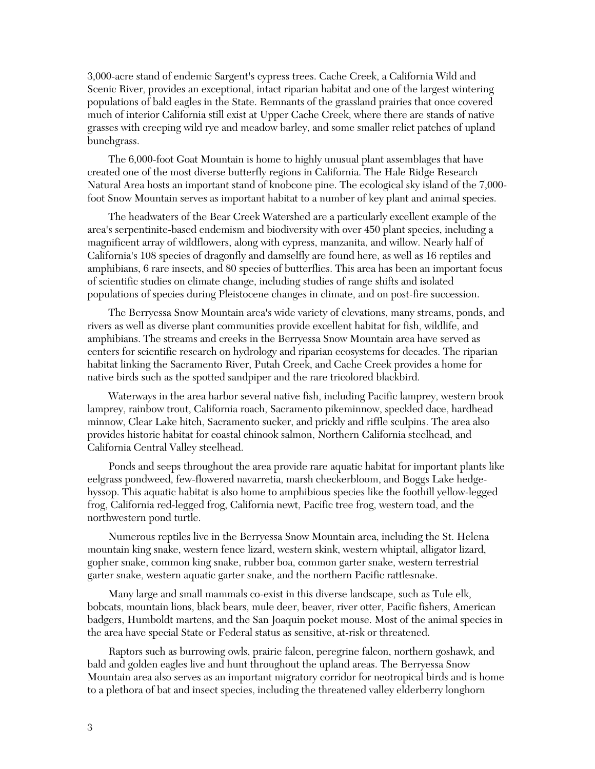3,000-acre stand of endemic Sargent's cypress trees. Cache Creek, a California Wild and Scenic River, provides an exceptional, intact riparian habitat and one of the largest wintering populations of bald eagles in the State. Remnants of the grassland prairies that once covered much of interior California still exist at Upper Cache Creek, where there are stands of native grasses with creeping wild rye and meadow barley, and some smaller relict patches of upland bunchgrass.

The 6,000-foot Goat Mountain is home to highly unusual plant assemblages that have created one of the most diverse butterfly regions in California. The Hale Ridge Research Natural Area hosts an important stand of knobcone pine. The ecological sky island of the 7,000-foot Snow Mountain serves as important habitat to a number of key plant and animal species.

The headwaters of the Bear Creek Watershed are a particularly excellent example of the area's serpentinite-based endemism and biodiversity with over 450 plant species, including a magnificent array of wildflowers, along with cypress, manzanita, and willow. Nearly half of California's 108 species of dragonfly and damselfly are found here, as well as 16 reptiles and amphibians, 6 rare insects, and 80 species of butterflies. This area has been an important focus of scientific studies on climate change, including studies of range shifts and isolated populations of species during Pleistocene changes in climate, and on post-fire succession.

The Berryessa Snow Mountain area's wide variety of elevations, many streams, ponds, and rivers as well as diverse plant communities provide excellent habitat for fish, wildlife, and amphibians. The streams and creeks in the Berryessa Snow Mountain area have served as centers for scientific research on hydrology and riparian ecosystems for decades. The riparian habitat linking the Sacramento River, Putah Creek, and Cache Creek provides a home for native birds such as the spotted sandpiper and the rare tricolored blackbird.

Waterways in the area harbor several native fish, including Pacific lamprey, western brook lamprey, rainbow trout, California roach, Sacramento pikeminnow, speckled dace, hardhead minnow, Clear Lake hitch, Sacramento sucker, and prickly and riffle sculpins. The area also provides historic habitat for coastal chinook salmon, Northern California steelhead, and California Central Valley steelhead.

Ponds and seeps throughout the area provide rare aquatic habitat for important plants like eelgrass pondweed, few-flowered navarretia, marsh checkerbloom, and Boggs Lake hedge-hyssop. This aquatic habitat is also home to amphibious species like the foothill yellow-legged frog, California red-legged frog, California newt, Pacific tree frog, western toad, and the northwestern pond turtle.

Numerous reptiles live in the Berryessa Snow Mountain area, including the St. Helena mountain king snake, western fence lizard, western skink, western whiptail, alligator lizard, gopher snake, common king snake, rubber boa, common garter snake, western terrestrial garter snake, western aquatic garter snake, and the northern Pacific rattlesnake.

Many large and small mammals co-exist in this diverse landscape, such as Tule elk, bobcats, mountain lions, black bears, mule deer, beaver, river otter, Pacific fishers, American badgers, Humboldt martens, and the San Joaquin pocket mouse. Most of the animal species in the area have special State or Federal status as sensitive, at-risk or threatened.

Raptors such as burrowing owls, prairie falcon, peregrine falcon, northern goshawk, and bald and golden eagles live and hunt throughout the upland areas. The Berryessa Snow Mountain area also serves as an important migratory corridor for neotropical birds and is home to a plethora of bat and insect species, including the threatened valley elderberry longhorn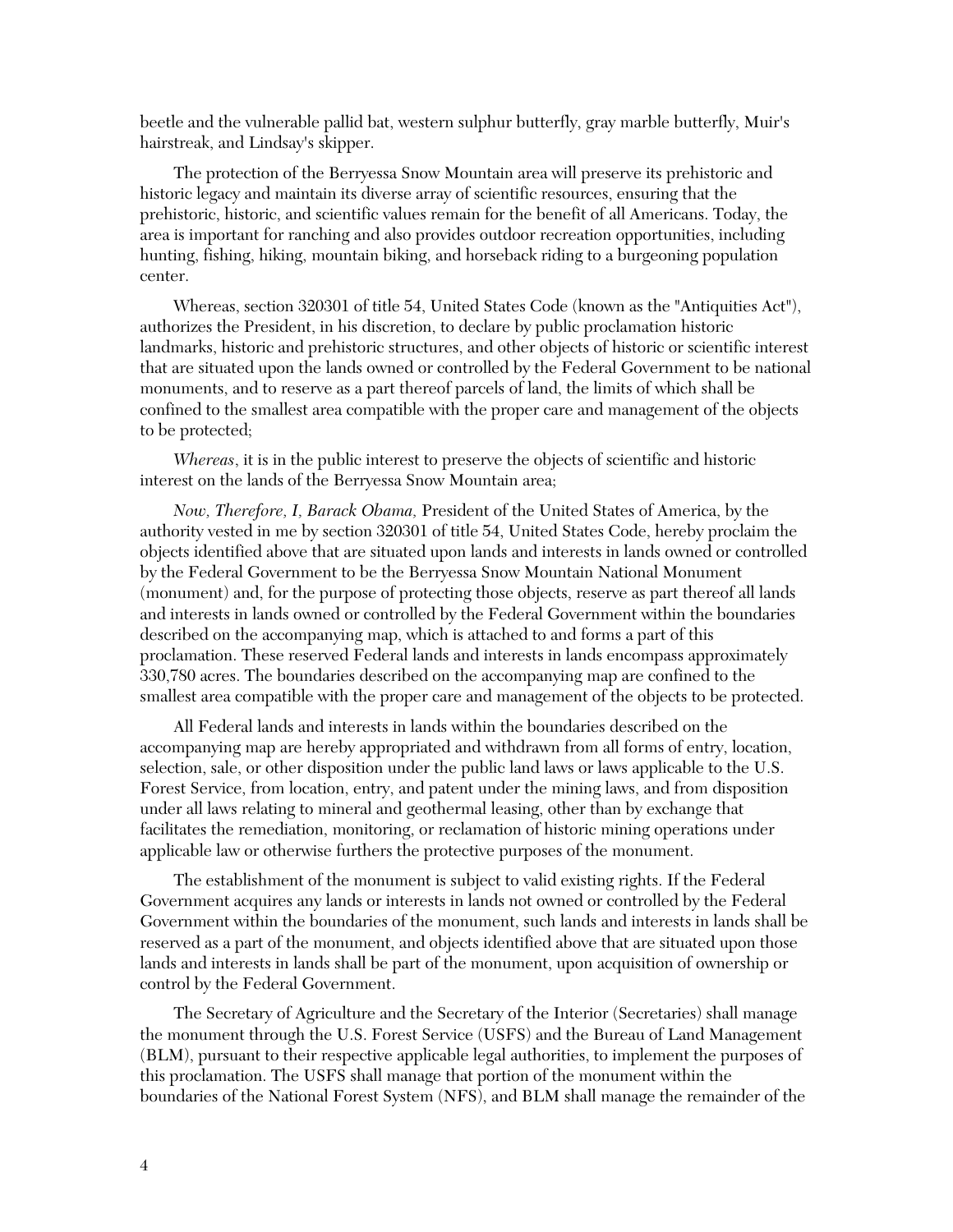beetle and the vulnerable pallid bat, western sulphur butterfly, gray marble butterfly, Muir's hairstreak, and Lindsay's skipper.

The protection of the Berryessa Snow Mountain area will preserve its prehistoric and historic legacy and maintain its diverse array of scientific resources, ensuring that the prehistoric, historic, and scientific values remain for the benefit of all Americans. Today, the area is important for ranching and also provides outdoor recreation opportunities, including hunting, fishing, hiking, mountain biking, and horseback riding to a burgeoning population center.

Whereas, section 320301 of title 54, United States Code (known as the "Antiquities Act"), authorizes the President, in his discretion, to declare by public proclamation historic landmarks, historic and prehistoric structures, and other objects of historic or scientific interest that are situated upon the lands owned or controlled by the Federal Government to be national monuments, and to reserve as a part thereof parcels of land, the limits of which shall be confined to the smallest area compatible with the proper care and management of the objects to be protected;

*Whereas*, it is in the public interest to preserve the objects of scientific and historic interest on the lands of the Berryessa Snow Mountain area;

*Now, Therefore, I, Barack Obama,* President of the United States of America, by the authority vested in me by section 320301 of title 54, United States Code, hereby proclaim the objects identified above that are situated upon lands and interests in lands owned or controlled by the Federal Government to be the Berryessa Snow Mountain National Monument (monument) and, for the purpose of protecting those objects, reserve as part thereof all lands and interests in lands owned or controlled by the Federal Government within the boundaries described on the accompanying map, which is attached to and forms a part of this proclamation. These reserved Federal lands and interests in lands encompass approximately 330,780 acres. The boundaries described on the accompanying map are confined to the smallest area compatible with the proper care and management of the objects to be protected.

All Federal lands and interests in lands within the boundaries described on the accompanying map are hereby appropriated and withdrawn from all forms of entry, location, selection, sale, or other disposition under the public land laws or laws applicable to the U.S. Forest Service, from location, entry, and patent under the mining laws, and from disposition under all laws relating to mineral and geothermal leasing, other than by exchange that facilitates the remediation, monitoring, or reclamation of historic mining operations under applicable law or otherwise furthers the protective purposes of the monument.

The establishment of the monument is subject to valid existing rights. If the Federal Government acquires any lands or interests in lands not owned or controlled by the Federal Government within the boundaries of the monument, such lands and interests in lands shall be reserved as a part of the monument, and objects identified above that are situated upon those lands and interests in lands shall be part of the monument, upon acquisition of ownership or control by the Federal Government.

The Secretary of Agriculture and the Secretary of the Interior (Secretaries) shall manage the monument through the U.S. Forest Service (USFS) and the Bureau of Land Management (BLM), pursuant to their respective applicable legal authorities, to implement the purposes of this proclamation. The USFS shall manage that portion of the monument within the boundaries of the National Forest System (NFS), and BLM shall manage the remainder of the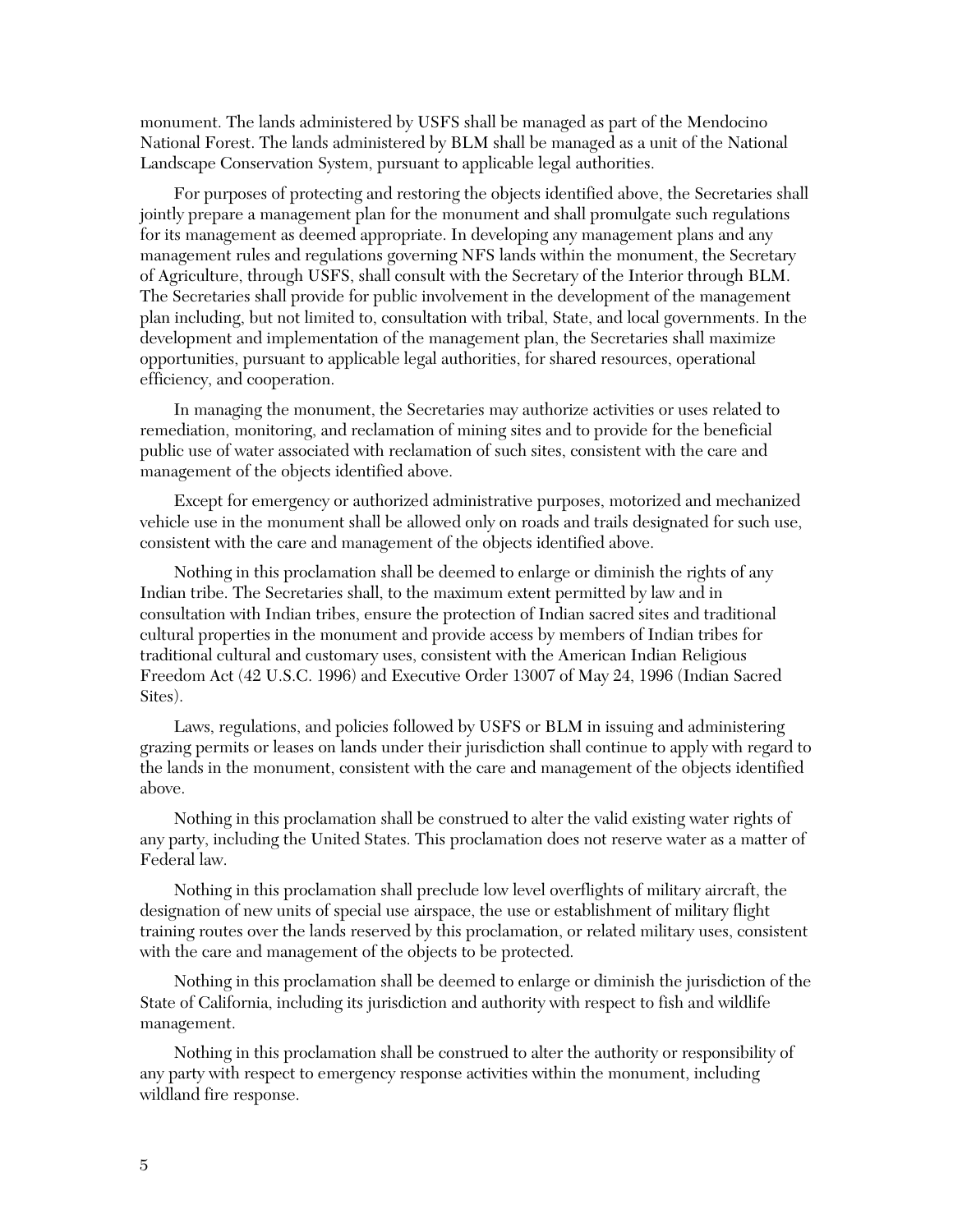monument. The lands administered by USFS shall be managed as part of the Mendocino National Forest. The lands administered by BLM shall be managed as a unit of the National Landscape Conservation System, pursuant to applicable legal authorities.

For purposes of protecting and restoring the objects identified above, the Secretaries shall jointly prepare a management plan for the monument and shall promulgate such regulations for its management as deemed appropriate. In developing any management plans and any management rules and regulations governing NFS lands within the monument, the Secretary of Agriculture, through USFS, shall consult with the Secretary of the Interior through BLM. The Secretaries shall provide for public involvement in the development of the management plan including, but not limited to, consultation with tribal, State, and local governments. In the development and implementation of the management plan, the Secretaries shall maximize opportunities, pursuant to applicable legal authorities, for shared resources, operational efficiency, and cooperation.

In managing the monument, the Secretaries may authorize activities or uses related to remediation, monitoring, and reclamation of mining sites and to provide for the beneficial public use of water associated with reclamation of such sites, consistent with the care and management of the objects identified above.

Except for emergency or authorized administrative purposes, motorized and mechanized vehicle use in the monument shall be allowed only on roads and trails designated for such use, consistent with the care and management of the objects identified above.

Nothing in this proclamation shall be deemed to enlarge or diminish the rights of any Indian tribe. The Secretaries shall, to the maximum extent permitted by law and in consultation with Indian tribes, ensure the protection of Indian sacred sites and traditional cultural properties in the monument and provide access by members of Indian tribes for traditional cultural and customary uses, consistent with the American Indian Religious Freedom Act (42 U.S.C. 1996) and Executive Order 13007 of May 24, 1996 (Indian Sacred Sites).

Laws, regulations, and policies followed by USFS or BLM in issuing and administering grazing permits or leases on lands under their jurisdiction shall continue to apply with regard to the lands in the monument, consistent with the care and management of the objects identified above.

Nothing in this proclamation shall be construed to alter the valid existing water rights of any party, including the United States. This proclamation does not reserve water as a matter of Federal law.

Nothing in this proclamation shall preclude low level overflights of military aircraft, the designation of new units of special use airspace, the use or establishment of military flight training routes over the lands reserved by this proclamation, or related military uses, consistent with the care and management of the objects to be protected.

Nothing in this proclamation shall be deemed to enlarge or diminish the jurisdiction of the State of California, including its jurisdiction and authority with respect to fish and wildlife management.

Nothing in this proclamation shall be construed to alter the authority or responsibility of any party with respect to emergency response activities within the monument, including wildland fire response.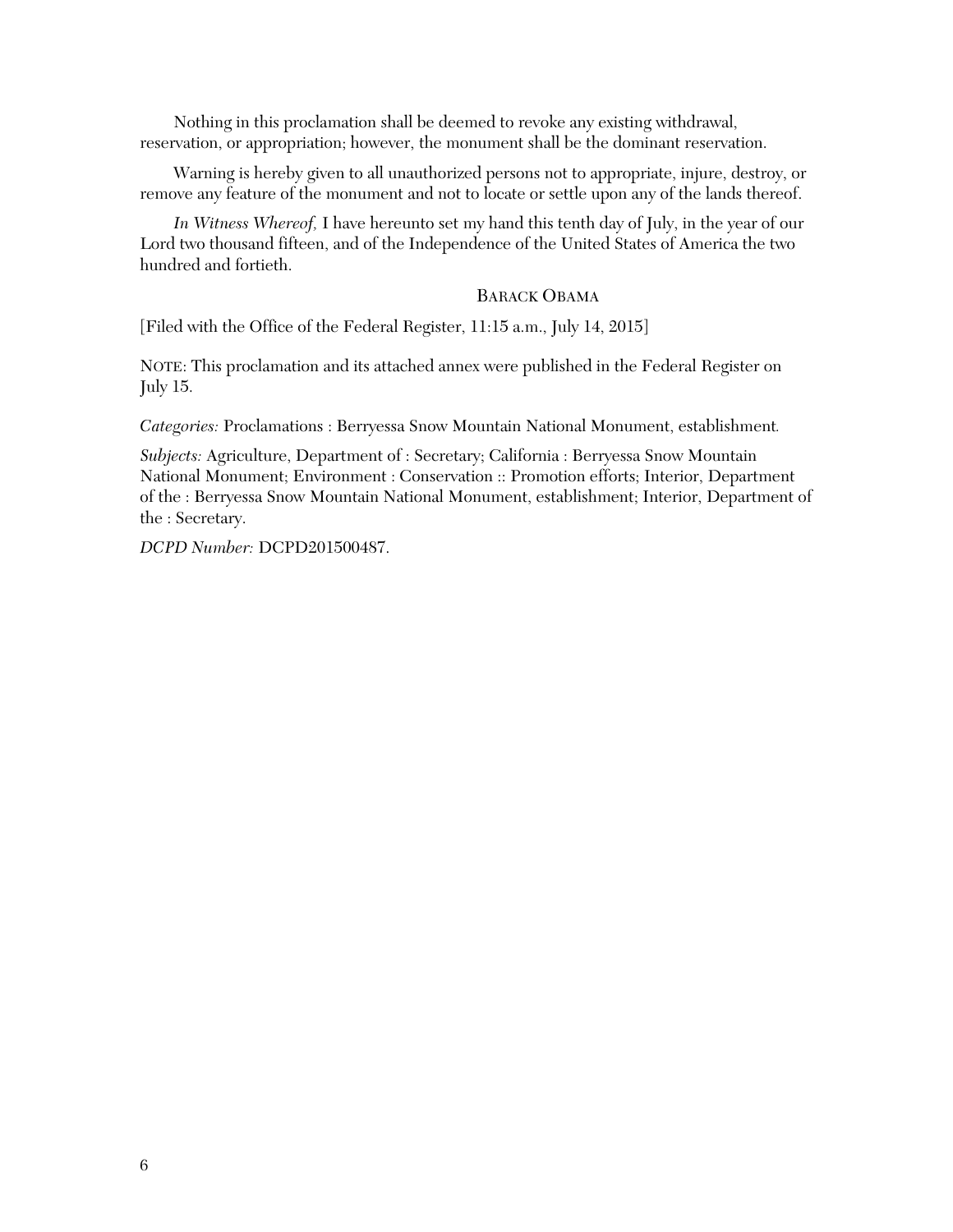Nothing in this proclamation shall be deemed to revoke any existing withdrawal, reservation, or appropriation; however, the monument shall be the dominant reservation.

Warning is hereby given to all unauthorized persons not to appropriate, injure, destroy, or remove any feature of the monument and not to locate or settle upon any of the lands thereof.

*In Witness Whereof,* I have hereunto set my hand this tenth day of July, in the year of our Lord two thousand fifteen, and of the Independence of the United States of America the two hundred and fortieth.

BARACK OBAMA

[Filed with the Office of the Federal Register, 11:15 a.m., July 14, 2015]

NOTE: This proclamation and its attached annex were published in the Federal Register on July 15.

*Categories:* Proclamations : Berryessa Snow Mountain National Monument, establishment.

*Subjects:* Agriculture, Department of : Secretary; California : Berryessa Snow Mountain National Monument; Environment : Conservation :: Promotion efforts; Interior, Department of the : Berryessa Snow Mountain National Monument, establishment; Interior, Department of the : Secretary.

*DCPD Number:* DCPD201500487.